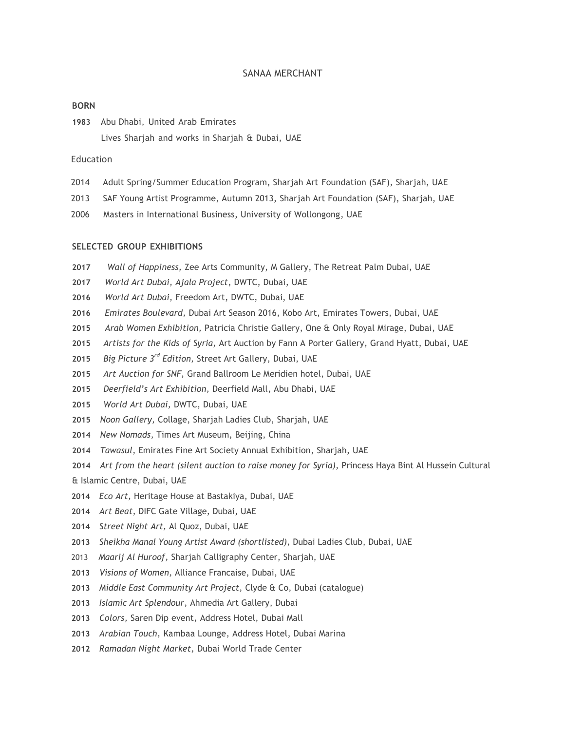# SANAA MERCHANT

**BORN**

**1983** Abu Dhabi, United Arab Emirates
Lives Sharjah and works in Sharjah & Dubai, UAE

Education

2014 Adult Spring/Summer Education Program, Sharjah Art Foundation (SAF), Sharjah, UAE

2013 SAF Young Artist Programme, Autumn 2013, Sharjah Art Foundation (SAF), Sharjah, UAE

2006 Masters in International Business, University of Wollongong, UAE

**SELECTED GROUP EXHIBITIONS**

**2017** *Wall of Happiness,* Zee Arts Community, M Gallery, The Retreat Palm Dubai, UAE

**2017** *World Art Dubai, Ajala Project*, DWTC, Dubai, UAE

**2016** *World Art Dubai,* Freedom Art, DWTC, Dubai, UAE

**2016** *Emirates Boulevard,* Dubai Art Season 2016, Kobo Art, Emirates Towers, Dubai, UAE

**2015** *Arab Women Exhibition,* Patricia Christie Gallery, One & Only Royal Mirage, Dubai, UAE

**2015** *Artists for the Kids of Syria,* Art Auction by Fann A Porter Gallery, Grand Hyatt, Dubai, UAE

**2015** *Big Picture 3rd Edition,* Street Art Gallery, Dubai, UAE

**2015** *Art Auction for SNF,* Grand Ballroom Le Meridien hotel, Dubai, UAE

**2015** *Deerfield's Art Exhibition,* Deerfield Mall, Abu Dhabi, UAE

**2015** *World Art Dubai,* DWTC, Dubai, UAE

**2015** *Noon Gallery,* Collage, Sharjah Ladies Club, Sharjah, UAE

**2014** *New Nomads,* Times Art Museum, Beijing, China

**2014** *Tawasul,* Emirates Fine Art Society Annual Exhibition, Sharjah, UAE

**2014** *Art from the heart (silent auction to raise money for Syria),* Princess Haya Bint Al Hussein Cultural & Islamic Centre, Dubai, UAE

**2014** *Eco Art,* Heritage House at Bastakiya, Dubai, UAE

**2014** *Art Beat,* DIFC Gate Village, Dubai, UAE

**2014** *Street Night Art,* Al Quoz, Dubai, UAE

**2013** *Sheikha Manal Young Artist Award (shortlisted),* Dubai Ladies Club, Dubai, UAE

2013 *Maarij Al Huroof,* Sharjah Calligraphy Center, Sharjah, UAE

**2013** *Visions of Women,* Alliance Francaise, Dubai, UAE

**2013** *Middle East Community Art Project,* Clyde & Co, Dubai (catalogue)

**2013** *Islamic Art Splendour,* Ahmedia Art Gallery, Dubai

**2013** *Colors,* Saren Dip event, Address Hotel, Dubai Mall

**2013** *Arabian Touch,* Kambaa Lounge, Address Hotel, Dubai Marina

**2012** *Ramadan Night Market,* Dubai World Trade Center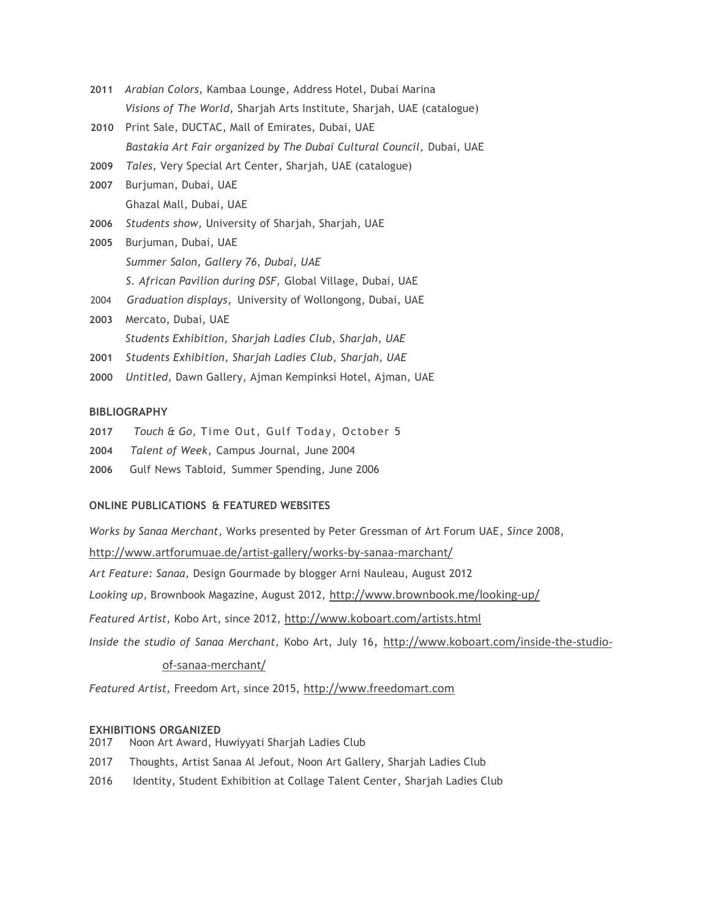**2011** *Arabian Colors*, Kambaa Lounge, Address Hotel, Dubai Marina
*Visions of The World,* Sharjah Arts Institute, Sharjah, UAE (catalogue)

**2010** Print Sale, DUCTAC, Mall of Emirates, Dubai, UAE
*Bastakia Art Fair organized by The Dubai Cultural Council,* Dubai, UAE

**2009** *Tales,* Very Special Art Center, Sharjah, UAE (catalogue)

**2007** Burjuman, Dubai, UAE
Ghazal Mall, Dubai, UAE

**2006** *Students show,* University of Sharjah, Sharjah, UAE

**2005** Burjuman, Dubai, UAE
*Summer Salon, Gallery 76, Dubai, UAE*
*S. African Pavilion during DSF,* Global Village, Dubai, UAE

2004 *Graduation displays*, University of Wollongong, Dubai, UAE

**2003** Mercato, Dubai, UAE
*Students Exhibition, Sharjah Ladies Club, Sharjah, UAE*

**2001** *Students Exhibition, Sharjah Ladies Club, Sharjah, UAE*

**2000** *Untitled,* Dawn Gallery, Ajman Kempinksi Hotel, Ajman, UAE

**BIBLIOGRAPHY**

**2017** *Touch & Go,* Time Out, Gulf Today, October 5

**2004** *Talent of Week,* Campus Journal, June 2004

**2006** Gulf News Tabloid, Summer Spending, June 2006

**ONLINE PUBLICATIONS & FEATURED WEBSITES**

*Works by Sanaa Merchant,* Works presented by Peter Gressman of Art Forum UAE, *Since* 2008, http://www.artforumuae.de/artist-gallery/works-by-sanaa-marchant/

*Art Feature: Sanaa,* Design Gourmade by blogger Arni Nauleau, August 2012

*Looking up,* Brownbook Magazine, August 2012, http://www.brownbook.me/looking-up/

*Featured Artist,* Kobo Art, since 2012, http://www.koboart.com/artists.html

*Inside the studio of Sanaa Merchant,* Kobo Art, July 16, http://www.koboart.com/inside-the-studio-of-sanaa-merchant/

*Featured Artist,* Freedom Art, since 2015, http://www.freedomart.com

**EXHIBITIONS ORGANIZED**

2017 Noon Art Award, Huwiyyati Sharjah Ladies Club

2017 Thoughts, Artist Sanaa Al Jefout, Noon Art Gallery, Sharjah Ladies Club

2016 Identity, Student Exhibition at Collage Talent Center, Sharjah Ladies Club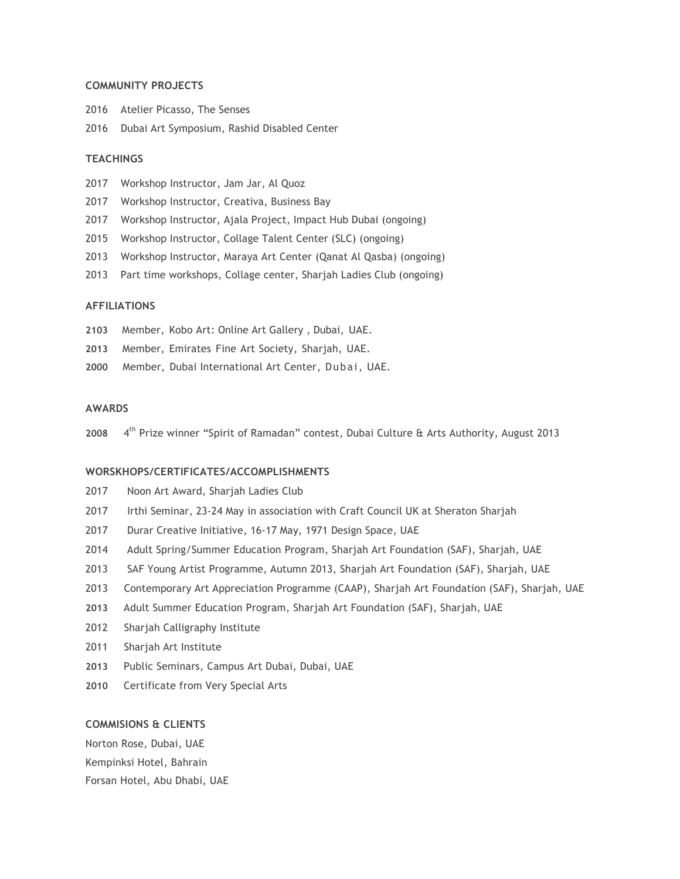**COMMUNITY PROJECTS**

2016 Atelier Picasso, The Senses

2016 Dubai Art Symposium, Rashid Disabled Center

**TEACHINGS**

2017 Workshop Instructor, Jam Jar, Al Quoz

2017 Workshop Instructor, Creativa, Business Bay

2017 Workshop Instructor, Ajala Project, Impact Hub Dubai (ongoing)

2015 Workshop Instructor, Collage Talent Center (SLC) (ongoing)

2013 Workshop Instructor, Maraya Art Center (Qanat Al Qasba) (ongoing)

2013 Part time workshops, Collage center, Sharjah Ladies Club (ongoing)

**AFFILIATIONS**

**2103** Member, Kobo Art: Online Art Gallery , Dubai, UAE.

**2013** Member, Emirates Fine Art Society, Sharjah, UAE.

**2000** Member, Dubai International Art Center, Dubai, UAE.

**AWARDS**

**2008** 4th Prize winner "Spirit of Ramadan" contest, Dubai Culture & Arts Authority, August 2013

**WORSKHOPS/CERTIFICATES/ACCOMPLISHMENTS**

2017 Noon Art Award, Sharjah Ladies Club

2017 Irthi Seminar, 23-24 May in association with Craft Council UK at Sheraton Sharjah

2017 Durar Creative Initiative, 16-17 May, 1971 Design Space, UAE

2014 Adult Spring/Summer Education Program, Sharjah Art Foundation (SAF), Sharjah, UAE

2013 SAF Young Artist Programme, Autumn 2013, Sharjah Art Foundation (SAF), Sharjah, UAE

2013 Contemporary Art Appreciation Programme (CAAP), Sharjah Art Foundation (SAF), Sharjah, UAE

**2013** Adult Summer Education Program, Sharjah Art Foundation (SAF), Sharjah, UAE

2012 Sharjah Calligraphy Institute

2011 Sharjah Art Institute

**2013** Public Seminars, Campus Art Dubai, Dubai, UAE

**2010** Certificate from Very Special Arts

**COMMISIONS & CLIENTS**

Norton Rose, Dubai, UAE

Kempinksi Hotel, Bahrain

Forsan Hotel, Abu Dhabi, UAE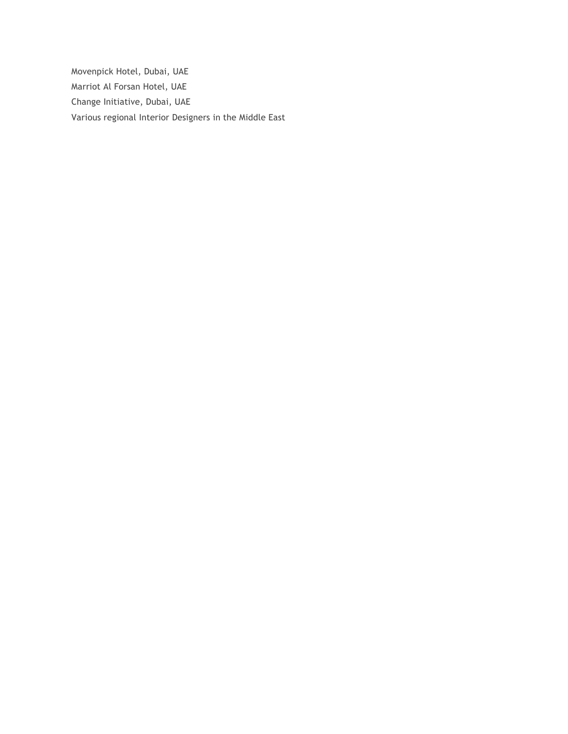Movenpick Hotel, Dubai, UAE
Marriot Al Forsan Hotel, UAE
Change Initiative, Dubai, UAE
Various regional Interior Designers in the Middle East